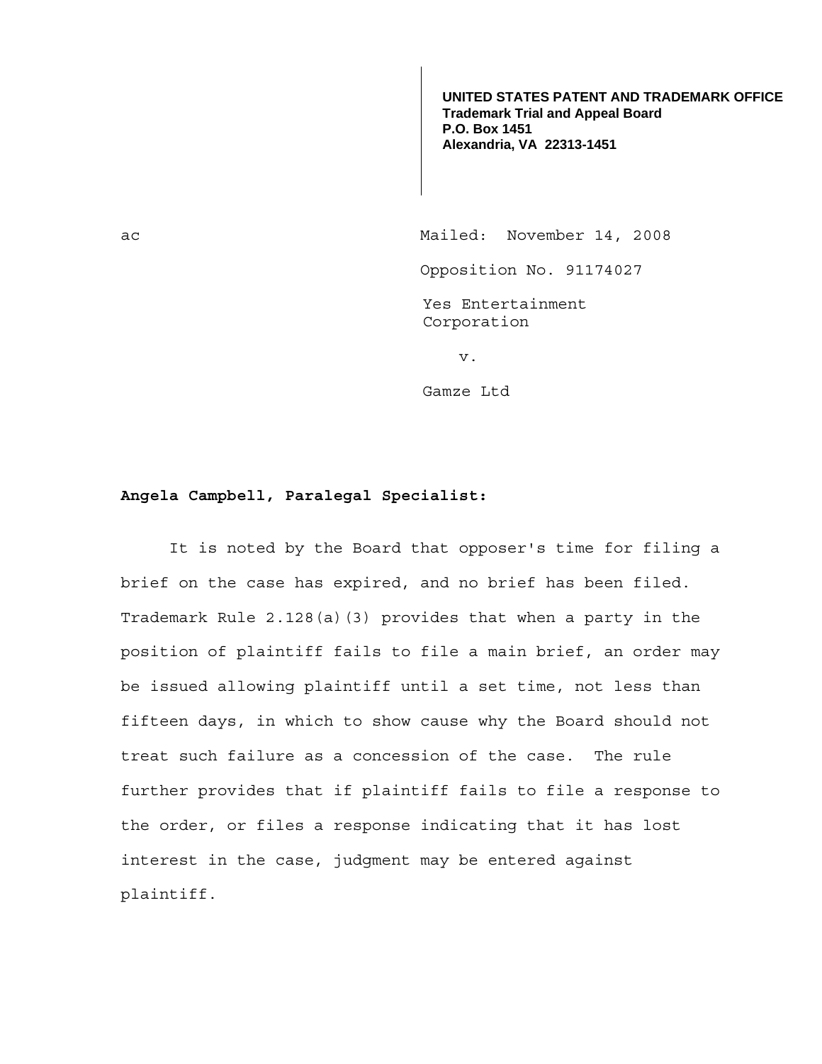**UNITED STATES PATENT AND TRADEMARK OFFICE**
**Trademark Trial and Appeal Board**
**P.O. Box 1451**
**Alexandria, VA 22313-1451**

ac

Mailed: November 14, 2008

Opposition No. 91174027

Yes Entertainment Corporation

v.

Gamze Ltd

**Angela Campbell, Paralegal Specialist:**

It is noted by the Board that opposer's time for filing a brief on the case has expired, and no brief has been filed. Trademark Rule 2.128(a)(3) provides that when a party in the position of plaintiff fails to file a main brief, an order may be issued allowing plaintiff until a set time, not less than fifteen days, in which to show cause why the Board should not treat such failure as a concession of the case. The rule further provides that if plaintiff fails to file a response to the order, or files a response indicating that it has lost interest in the case, judgment may be entered against plaintiff.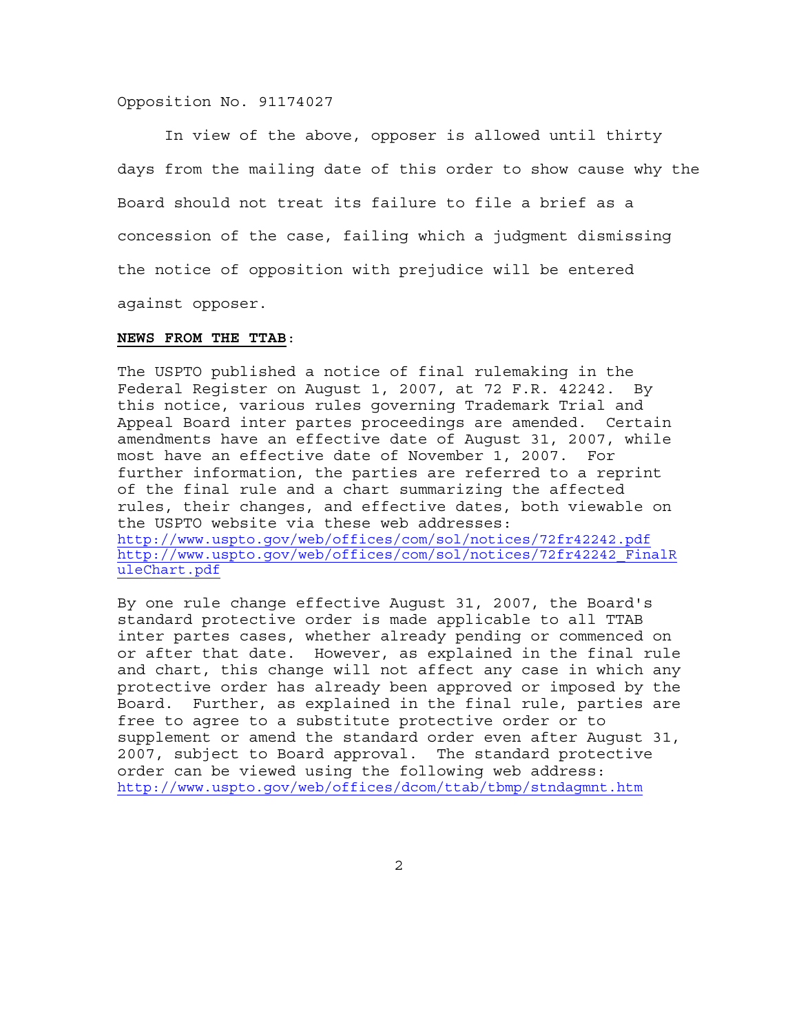Opposition No. 91174027

In view of the above, opposer is allowed until thirty days from the mailing date of this order to show cause why the Board should not treat its failure to file a brief as a concession of the case, failing which a judgment dismissing the notice of opposition with prejudice will be entered against opposer.

**NEWS FROM THE TTAB**:

The USPTO published a notice of final rulemaking in the Federal Register on August 1, 2007, at 72 F.R. 42242. By this notice, various rules governing Trademark Trial and Appeal Board inter partes proceedings are amended. Certain amendments have an effective date of August 31, 2007, while most have an effective date of November 1, 2007. For further information, the parties are referred to a reprint of the final rule and a chart summarizing the affected rules, their changes, and effective dates, both viewable on the USPTO website via these web addresses:
http://www.uspto.gov/web/offices/com/sol/notices/72fr42242.pdf
http://www.uspto.gov/web/offices/com/sol/notices/72fr42242_FinalRuleChart.pdf

By one rule change effective August 31, 2007, the Board's standard protective order is made applicable to all TTAB inter partes cases, whether already pending or commenced on or after that date. However, as explained in the final rule and chart, this change will not affect any case in which any protective order has already been approved or imposed by the Board. Further, as explained in the final rule, parties are free to agree to a substitute protective order or to supplement or amend the standard order even after August 31, 2007, subject to Board approval. The standard protective order can be viewed using the following web address:
http://www.uspto.gov/web/offices/dcom/ttab/tbmp/stndagmnt.htm